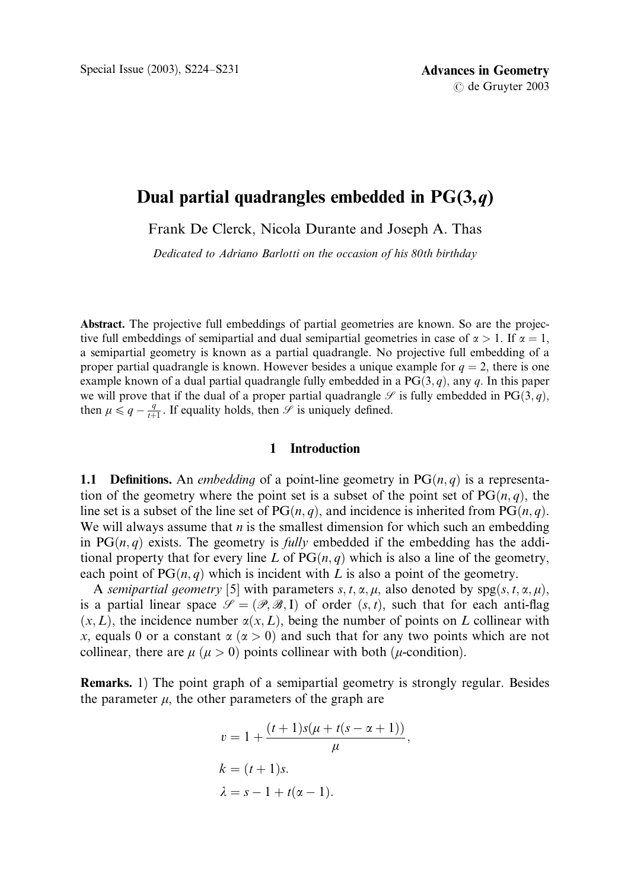# Dual partial quadrangles embedded in PG(3, $q$)

Frank De Clerck, Nicola Durante and Joseph A. Thas

*Dedicated to Adriano Barlotti on the occasion of his 80th birthday*

**Abstract.** The projective full embeddings of partial geometries are known. So are the projective full embeddings of semipartial and dual semipartial geometries in case of $\alpha > 1$. If $\alpha = 1$, a semipartial geometry is known as a partial quadrangle. No projective full embedding of a proper partial quadrangle is known. However besides a unique example for $q = 2$, there is one example known of a dual partial quadrangle fully embedded in a PG$(3, q)$, any $q$. In this paper we will prove that if the dual of a proper partial quadrangle $\mathscr{S}$ is fully embedded in PG$(3, q)$, then $\mu \leqslant q - \frac{q}{t+1}$. If equality holds, then $\mathscr{S}$ is uniquely defined.

## 1 Introduction

**1.1 Definitions.** An *embedding* of a point-line geometry in PG$(n, q)$ is a representation of the geometry where the point set is a subset of the point set of PG$(n, q)$, the line set is a subset of the line set of PG$(n, q)$, and incidence is inherited from PG$(n, q)$. We will always assume that $n$ is the smallest dimension for which such an embedding in PG$(n, q)$ exists. The geometry is *fully* embedded if the embedding has the additional property that for every line $L$ of PG$(n, q)$ which is also a line of the geometry, each point of PG$(n, q)$ which is incident with $L$ is also a point of the geometry.

A *semipartial geometry* [5] with parameters $s, t, \alpha, \mu$, also denoted by spg$(s, t, \alpha, \mu)$, is a partial linear space $\mathscr{S} = (\mathscr{P}, \mathscr{B}, \mathrm{I})$ of order $(s, t)$, such that for each anti-flag $(x, L)$, the incidence number $\alpha(x, L)$, being the number of points on $L$ collinear with $x$, equals 0 or a constant $\alpha$ ($\alpha > 0$) and such that for any two points which are not collinear, there are $\mu$ ($\mu > 0$) points collinear with both ($\mu$-condition).

**Remarks.** 1) The point graph of a semipartial geometry is strongly regular. Besides the parameter $\mu$, the other parameters of the graph are

$$v = 1 + \frac{(t+1)s(\mu + t(s - \alpha + 1))}{\mu},$$

$$k = (t+1)s.$$

$$\lambda = s - 1 + t(\alpha - 1).$$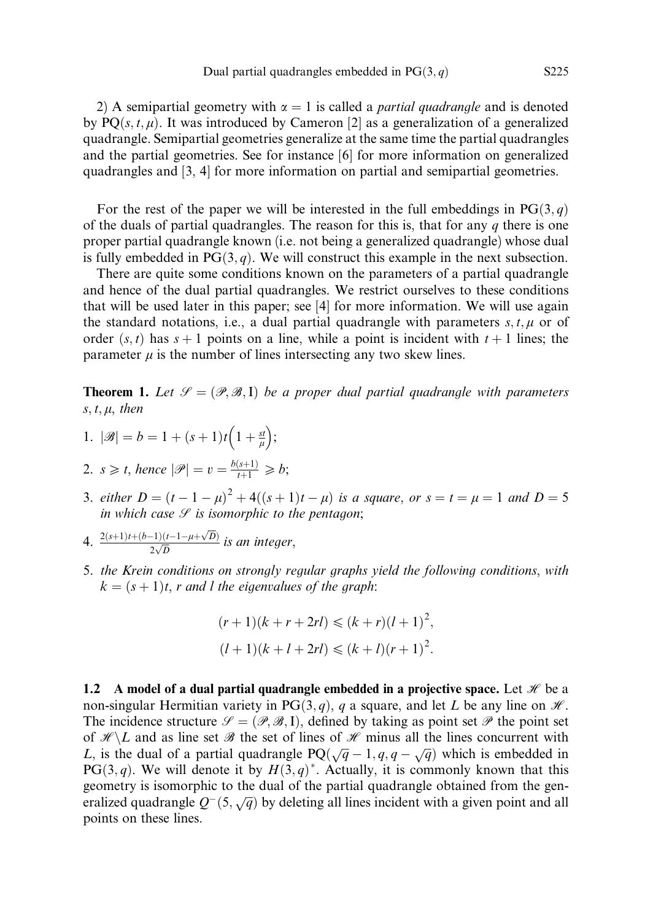2) A semipartial geometry with $\alpha = 1$ is called a *partial quadrangle* and is denoted by $\mathrm{PQ}(s, t, \mu)$. It was introduced by Cameron [2] as a generalization of a generalized quadrangle. Semipartial geometries generalize at the same time the partial quadrangles and the partial geometries. See for instance [6] for more information on generalized quadrangles and [3, 4] for more information on partial and semipartial geometries.

For the rest of the paper we will be interested in the full embeddings in $\mathrm{PG}(3, q)$ of the duals of partial quadrangles. The reason for this is, that for any $q$ there is one proper partial quadrangle known (i.e. not being a generalized quadrangle) whose dual is fully embedded in $\mathrm{PG}(3, q)$. We will construct this example in the next subsection.

There are quite some conditions known on the parameters of a partial quadrangle and hence of the dual partial quadrangles. We restrict ourselves to these conditions that will be used later in this paper; see [4] for more information. We will use again the standard notations, i.e., a dual partial quadrangle with parameters $s, t, \mu$ or of order $(s, t)$ has $s+1$ points on a line, while a point is incident with $t+1$ lines; the parameter $\mu$ is the number of lines intersecting any two skew lines.

**Theorem 1.** *Let $\mathscr{S} = (\mathscr{P}, \mathscr{B}, \mathrm{I})$ be a proper dual partial quadrangle with parameters $s, t, \mu$, then*

1. $|\mathscr{B}| = b = 1 + (s+1)t\left(1 + \frac{st}{\mu}\right)$;
2. $s \geqslant t$, *hence* $|\mathscr{P}| = v = \frac{b(s+1)}{t+1} \geqslant b$;
3. *either* $D = (t-1-\mu)^2 + 4((s+1)t - \mu)$ *is a square, or* $s = t = \mu = 1$ *and* $D = 5$ *in which case $\mathscr{S}$ is isomorphic to the pentagon*;
4. $\frac{2(s+1)t + (b-1)(t-1-\mu+\sqrt{D})}{2\sqrt{D}}$ *is an integer*,
5. *the Krein conditions on strongly regular graphs yield the following conditions, with* $k = (s+1)t$, $r$ *and* $l$ *the eigenvalues of the graph*:

$$(r+1)(k+r+2rl) \leqslant (k+r)(l+1)^2,$$
$$(l+1)(k+l+2rl) \leqslant (k+l)(r+1)^2.$$

**1.2 A model of a dual partial quadrangle embedded in a projective space.** Let $\mathscr{H}$ be a non-singular Hermitian variety in $\mathrm{PG}(3, q)$, $q$ a square, and let $L$ be any line on $\mathscr{H}$. The incidence structure $\mathscr{S} = (\mathscr{P}, \mathscr{B}, \mathrm{I})$, defined by taking as point set $\mathscr{P}$ the point set of $\mathscr{H} \backslash L$ and as line set $\mathscr{B}$ the set of lines of $\mathscr{H}$ minus all the lines concurrent with $L$, is the dual of a partial quadrangle $\mathrm{PQ}(\sqrt{q}-1, q, q-\sqrt{q})$ which is embedded in $\mathrm{PG}(3, q)$. We will denote it by $H(3, q)^*$. Actually, it is commonly known that this geometry is isomorphic to the dual of the partial quadrangle obtained from the generalized quadrangle $Q^-(5, \sqrt{q})$ by deleting all lines incident with a given point and all points on these lines.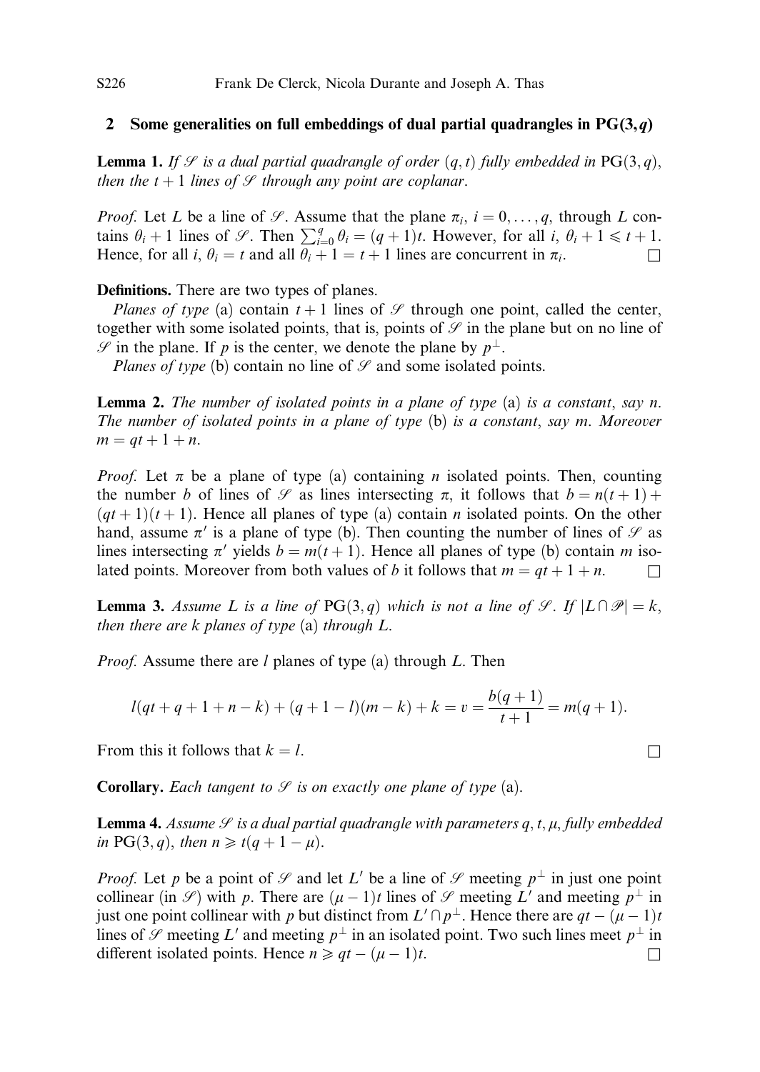## 2 Some generalities on full embeddings of dual partial quadrangles in $\mathrm{PG}(3, q)$

**Lemma 1.** *If $\mathscr{S}$ is a dual partial quadrangle of order $(q, t)$ fully embedded in $\mathrm{PG}(3, q)$, then the $t + 1$ lines of $\mathscr{S}$ through any point are coplanar.*

*Proof.* Let $L$ be a line of $\mathscr{S}$. Assume that the plane $\pi_i$, $i = 0, \ldots, q$, through $L$ contains $\theta_i + 1$ lines of $\mathscr{S}$. Then $\sum_{i=0}^{q} \theta_i = (q + 1)t$. However, for all $i$, $\theta_i + 1 \leqslant t + 1$. Hence, for all $i$, $\theta_i = t$ and all $\theta_i + 1 = t + 1$ lines are concurrent in $\pi_i$. $\square$

**Definitions.** There are two types of planes.

*Planes of type* (a) contain $t + 1$ lines of $\mathscr{S}$ through one point, called the center, together with some isolated points, that is, points of $\mathscr{S}$ in the plane but on no line of $\mathscr{S}$ in the plane. If $p$ is the center, we denote the plane by $p^{\perp}$.

*Planes of type* (b) contain no line of $\mathscr{S}$ and some isolated points.

**Lemma 2.** *The number of isolated points in a plane of type* (a) *is a constant, say $n$. The number of isolated points in a plane of type* (b) *is a constant, say $m$. Moreover $m = qt + 1 + n$.*

*Proof.* Let $\pi$ be a plane of type (a) containing $n$ isolated points. Then, counting the number $b$ of lines of $\mathscr{S}$ as lines intersecting $\pi$, it follows that $b = n(t + 1) + (qt + 1)(t + 1)$. Hence all planes of type (a) contain $n$ isolated points. On the other hand, assume $\pi'$ is a plane of type (b). Then counting the number of lines of $\mathscr{S}$ as lines intersecting $\pi'$ yields $b = m(t + 1)$. Hence all planes of type (b) contain $m$ isolated points. Moreover from both values of $b$ it follows that $m = qt + 1 + n$. $\square$

**Lemma 3.** *Assume $L$ is a line of $\mathrm{PG}(3, q)$ which is not a line of $\mathscr{S}$. If $|L \cap \mathscr{P}| = k$, then there are $k$ planes of type* (a) *through $L$.*

*Proof.* Assume there are $l$ planes of type (a) through $L$. Then

$$l(qt + q + 1 + n - k) + (q + 1 - l)(m - k) + k = v = \frac{b(q + 1)}{t + 1} = m(q + 1).$$

From this it follows that $k = l$. $\square$

**Corollary.** *Each tangent to $\mathscr{S}$ is on exactly one plane of type* (a).

**Lemma 4.** *Assume $\mathscr{S}$ is a dual partial quadrangle with parameters $q, t, \mu$, fully embedded in $\mathrm{PG}(3, q)$, then $n \geqslant t(q + 1 - \mu)$.*

*Proof.* Let $p$ be a point of $\mathscr{S}$ and let $L'$ be a line of $\mathscr{S}$ meeting $p^{\perp}$ in just one point collinear (in $\mathscr{S}$) with $p$. There are $(\mu - 1)t$ lines of $\mathscr{S}$ meeting $L'$ and meeting $p^{\perp}$ in just one point collinear with $p$ but distinct from $L' \cap p^{\perp}$. Hence there are $qt - (\mu - 1)t$ lines of $\mathscr{S}$ meeting $L'$ and meeting $p^{\perp}$ in an isolated point. Two such lines meet $p^{\perp}$ in different isolated points. Hence $n \geqslant qt - (\mu - 1)t$. $\square$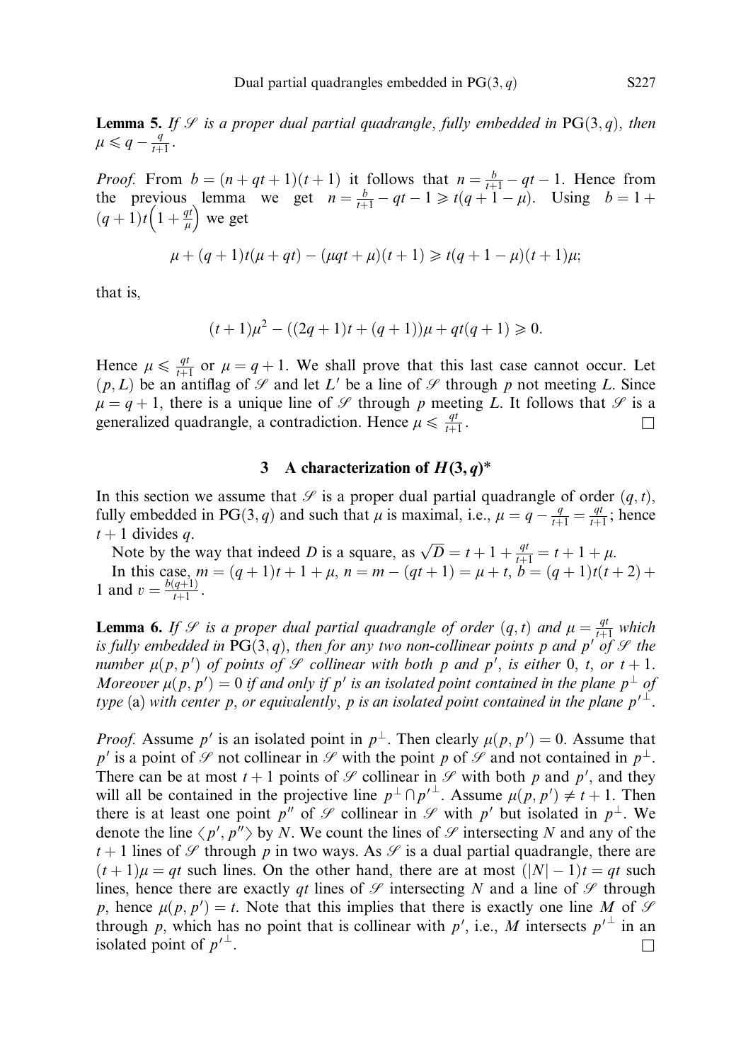**Lemma 5.** *If $\mathscr{S}$ is a proper dual partial quadrangle, fully embedded in* $\mathrm{PG}(3,q)$, *then* $\mu \leqslant q - \frac{q}{t+1}$.

*Proof.* From $b = (n + qt + 1)(t + 1)$ it follows that $n = \frac{b}{t+1} - qt - 1$. Hence from the previous lemma we get $n = \frac{b}{t+1} - qt - 1 \geqslant t(q + 1 - \mu)$. Using $b = 1 + (q+1)t\left(1 + \frac{qt}{\mu}\right)$ we get

$$\mu + (q+1)t(\mu + qt) - (\mu qt + \mu)(t+1) \geqslant t(q + 1 - \mu)(t+1)\mu;$$

that is,

$$(t+1)\mu^2 - ((2q+1)t + (q+1))\mu + qt(q+1) \geqslant 0.$$

Hence $\mu \leqslant \frac{qt}{t+1}$ or $\mu = q + 1$. We shall prove that this last case cannot occur. Let $(p, L)$ be an antiflag of $\mathscr{S}$ and let $L'$ be a line of $\mathscr{S}$ through $p$ not meeting $L$. Since $\mu = q + 1$, there is a unique line of $\mathscr{S}$ through $p$ meeting $L$. It follows that $\mathscr{S}$ is a generalized quadrangle, a contradiction. Hence $\mu \leqslant \frac{qt}{t+1}$. $\square$

## 3 A characterization of $H(3,q)^*$

In this section we assume that $\mathscr{S}$ is a proper dual partial quadrangle of order $(q,t)$, fully embedded in $\mathrm{PG}(3,q)$ and such that $\mu$ is maximal, i.e., $\mu = q - \frac{q}{t+1} = \frac{qt}{t+1}$; hence $t + 1$ divides $q$.

Note by the way that indeed $D$ is a square, as $\sqrt{D} = t + 1 + \frac{qt}{t+1} = t + 1 + \mu$.

In this case, $m = (q+1)t + 1 + \mu$, $n = m - (qt + 1) = \mu + t$, $b = (q+1)t(t+2) + 1$ and $v = \frac{b(q+1)}{t+1}$.

**Lemma 6.** *If $\mathscr{S}$ is a proper dual partial quadrangle of order $(q,t)$ and $\mu = \frac{qt}{t+1}$ which is fully embedded in $\mathrm{PG}(3,q)$, then for any two non-collinear points $p$ and $p'$ of $\mathscr{S}$ the number $\mu(p,p')$ of points of $\mathscr{S}$ collinear with both $p$ and $p'$, is either 0, $t$, or $t+1$. Moreover $\mu(p,p') = 0$ if and only if $p'$ is an isolated point contained in the plane $p^\perp$ of type* (a) *with center $p$, or equivalently, $p$ is an isolated point contained in the plane $p'^\perp$.*

*Proof.* Assume $p'$ is an isolated point in $p^\perp$. Then clearly $\mu(p,p') = 0$. Assume that $p'$ is a point of $\mathscr{S}$ not collinear in $\mathscr{S}$ with the point $p$ of $\mathscr{S}$ and not contained in $p^\perp$. There can be at most $t+1$ points of $\mathscr{S}$ collinear in $\mathscr{S}$ with both $p$ and $p'$, and they will all be contained in the projective line $p^\perp \cap p'^\perp$. Assume $\mu(p,p') \neq t+1$. Then there is at least one point $p''$ of $\mathscr{S}$ collinear in $\mathscr{S}$ with $p'$ but isolated in $p^\perp$. We denote the line $\langle p', p'' \rangle$ by $N$. We count the lines of $\mathscr{S}$ intersecting $N$ and any of the $t+1$ lines of $\mathscr{S}$ through $p$ in two ways. As $\mathscr{S}$ is a dual partial quadrangle, there are $(t+1)\mu = qt$ such lines. On the other hand, there are at most $(|N| - 1)t = qt$ such lines, hence there are exactly $qt$ lines of $\mathscr{S}$ intersecting $N$ and a line of $\mathscr{S}$ through $p$, hence $\mu(p,p') = t$. Note that this implies that there is exactly one line $M$ of $\mathscr{S}$ through $p$, which has no point that is collinear with $p'$, i.e., $M$ intersects $p'^\perp$ in an isolated point of $p'^\perp$. $\square$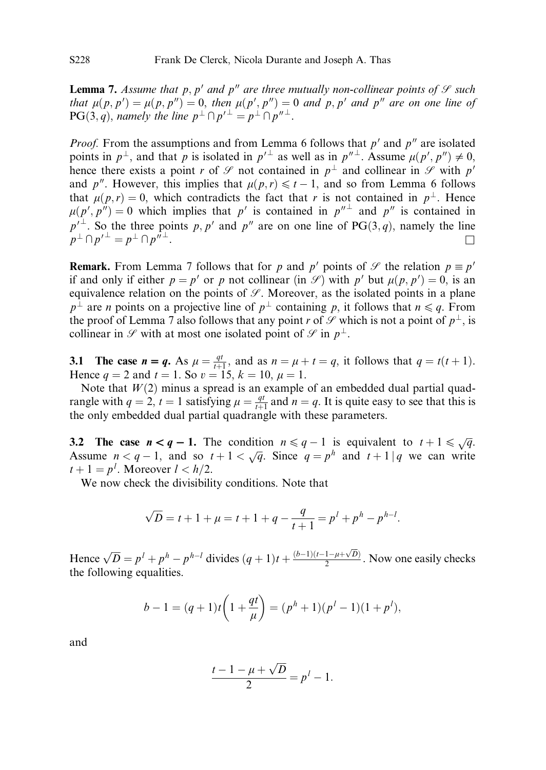**Lemma 7.** *Assume that $p$, $p'$ and $p''$ are three mutually non-collinear points of $\mathscr{S}$ such that $\mu(p, p') = \mu(p, p'') = 0$, then $\mu(p', p'') = 0$ and $p$, $p'$ and $p''$ are on one line of $\mathrm{PG}(3, q)$, namely the line $p^\perp \cap p'^\perp = p^\perp \cap p''^\perp$.*

*Proof.* From the assumptions and from Lemma 6 follows that $p'$ and $p''$ are isolated points in $p^\perp$, and that $p$ is isolated in $p'^\perp$ as well as in $p''^\perp$. Assume $\mu(p', p'') \neq 0$, hence there exists a point $r$ of $\mathscr{S}$ not contained in $p^\perp$ and collinear in $\mathscr{S}$ with $p'$ and $p''$. However, this implies that $\mu(p, r) \leqslant t - 1$, and so from Lemma 6 follows that $\mu(p, r) = 0$, which contradicts the fact that $r$ is not contained in $p^\perp$. Hence $\mu(p', p'') = 0$ which implies that $p'$ is contained in $p''^\perp$ and $p''$ is contained in $p'^\perp$. So the three points $p$, $p'$ and $p''$ are on one line of $\mathrm{PG}(3, q)$, namely the line $p^\perp \cap p'^\perp = p^\perp \cap p''^\perp$. □

**Remark.** From Lemma 7 follows that for $p$ and $p'$ points of $\mathscr{S}$ the relation $p \equiv p'$ if and only if either $p = p'$ or $p$ not collinear (in $\mathscr{S}$) with $p'$ but $\mu(p, p') = 0$, is an equivalence relation on the points of $\mathscr{S}$. Moreover, as the isolated points in a plane $p^\perp$ are $n$ points on a projective line of $p^\perp$ containing $p$, it follows that $n \leqslant q$. From the proof of Lemma 7 also follows that any point $r$ of $\mathscr{S}$ which is not a point of $p^\perp$, is collinear in $\mathscr{S}$ with at most one isolated point of $\mathscr{S}$ in $p^\perp$.

### 3.1 The case $n = q$.

As $\mu = \frac{qt}{t+1}$, and as $n = \mu + t = q$, it follows that $q = t(t+1)$. Hence $q = 2$ and $t = 1$. So $v = 15$, $k = 10$, $\mu = 1$.

Note that $W(2)$ minus a spread is an example of an embedded dual partial quadrangle with $q = 2$, $t = 1$ satisfying $\mu = \frac{qt}{t+1}$ and $n = q$. It is quite easy to see that this is the only embedded dual partial quadrangle with these parameters.

### 3.2 The case $n < q - 1$.

The condition $n \leqslant q - 1$ is equivalent to $t + 1 \leqslant \sqrt{q}$. Assume $n < q - 1$, and so $t + 1 < \sqrt{q}$. Since $q = p^h$ and $t + 1 \mid q$ we can write $t + 1 = p^l$. Moreover $l < h/2$.

We now check the divisibility conditions. Note that

$$\sqrt{D} = t + 1 + \mu = t + 1 + q - \frac{q}{t+1} = p^l + p^h - p^{h-l}.$$

Hence $\sqrt{D} = p^l + p^h - p^{h-l}$ divides $(q+1)t + \frac{(b-1)(t-1-\mu+\sqrt{D})}{2}$. Now one easily checks the following equalities.

$$b - 1 = (q+1)t\left(1 + \frac{qt}{\mu}\right) = (p^h + 1)(p^l - 1)(1 + p^l),$$

and

$$\frac{t - 1 - \mu + \sqrt{D}}{2} = p^l - 1.$$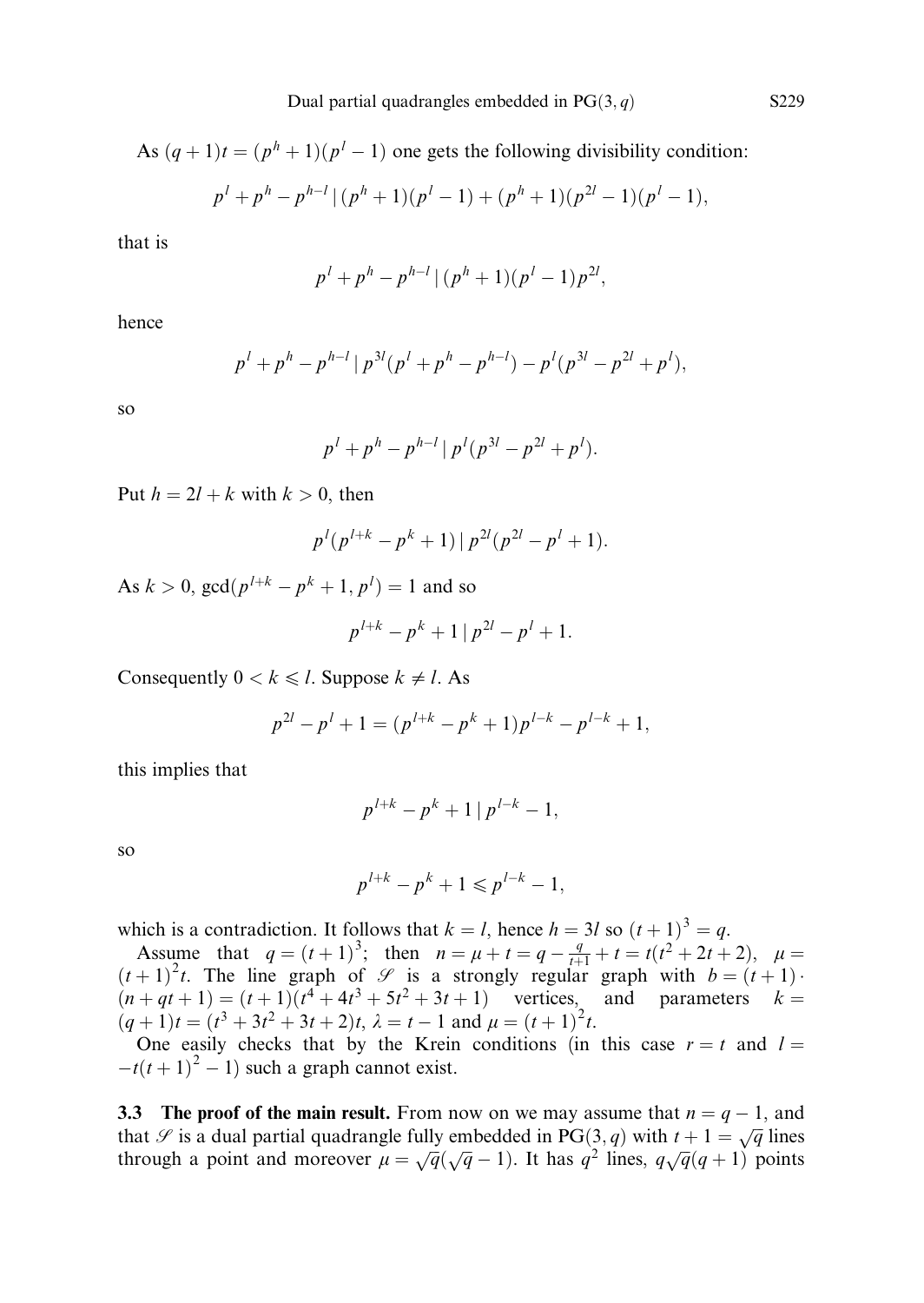As $(q+1)t = (p^h+1)(p^l-1)$ one gets the following divisibility condition:

$$p^l + p^h - p^{h-l} \mid (p^h+1)(p^l-1) + (p^h+1)(p^{2l}-1)(p^l-1),$$

that is

$$p^l + p^h - p^{h-l} \mid (p^h+1)(p^l-1)p^{2l},$$

hence

$$p^l + p^h - p^{h-l} \mid p^{3l}(p^l + p^h - p^{h-l}) - p^l(p^{3l} - p^{2l} + p^l),$$

so

$$p^l + p^h - p^{h-l} \mid p^l(p^{3l} - p^{2l} + p^l).$$

Put $h = 2l + k$ with $k > 0$, then

$$p^l(p^{l+k} - p^k + 1) \mid p^{2l}(p^{2l} - p^l + 1).$$

As $k > 0$, $\gcd(p^{l+k} - p^k + 1, p^l) = 1$ and so

$$p^{l+k} - p^k + 1 \mid p^{2l} - p^l + 1.$$

Consequently $0 < k \leqslant l$. Suppose $k \neq l$. As

$$p^{2l} - p^l + 1 = (p^{l+k} - p^k + 1)p^{l-k} - p^{l-k} + 1,$$

this implies that

$$p^{l+k} - p^k + 1 \mid p^{l-k} - 1,$$

so

$$p^{l+k} - p^k + 1 \leqslant p^{l-k} - 1,$$

which is a contradiction. It follows that $k = l$, hence $h = 3l$ so $(t+1)^3 = q$.

Assume that $q = (t+1)^3$; then $n = \mu + t = q - \frac{q}{t+1} + t = t(t^2 + 2t + 2)$, $\mu = (t+1)^2 t$. The line graph of $\mathscr{S}$ is a strongly regular graph with $b = (t+1) \cdot (n + qt + 1) = (t+1)(t^4 + 4t^3 + 5t^2 + 3t + 1)$ vertices, and parameters $k = (q+1)t = (t^3 + 3t^2 + 3t + 2)t$, $\lambda = t - 1$ and $\mu = (t+1)^2 t$.

One easily checks that by the Krein conditions (in this case $r = t$ and $l = -t(t+1)^2 - 1$) such a graph cannot exist.

**3.3 The proof of the main result.** From now on we may assume that $n = q - 1$, and that $\mathscr{S}$ is a dual partial quadrangle fully embedded in $\mathrm{PG}(3, q)$ with $t + 1 = \sqrt{q}$ lines through a point and moreover $\mu = \sqrt{q}(\sqrt{q} - 1)$. It has $q^2$ lines, $q\sqrt{q}(q+1)$ points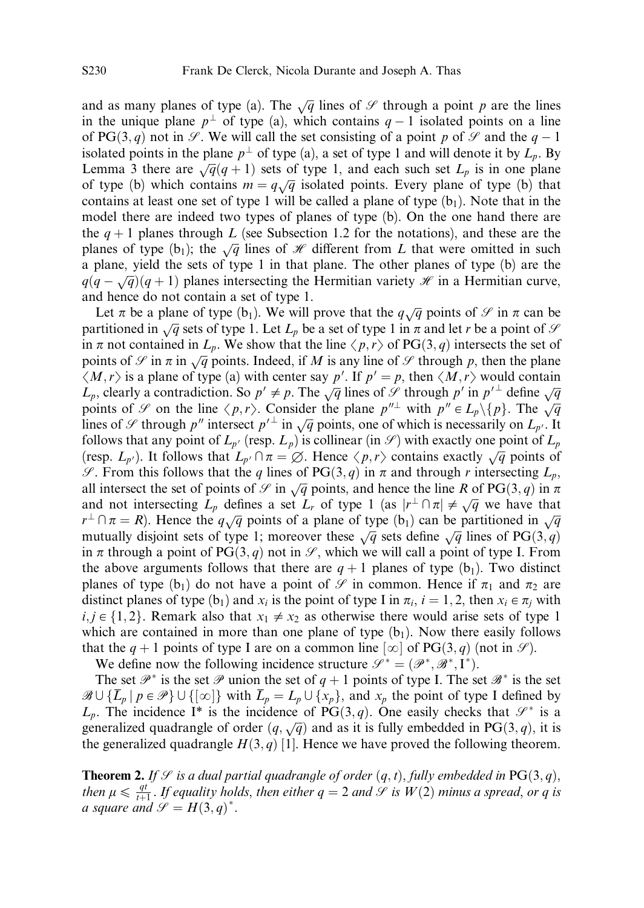and as many planes of type (a). The $\sqrt{q}$ lines of $\mathscr{S}$ through a point $p$ are the lines in the unique plane $p^\perp$ of type (a), which contains $q-1$ isolated points on a line of $\mathrm{PG}(3,q)$ not in $\mathscr{S}$. We will call the set consisting of a point $p$ of $\mathscr{S}$ and the $q-1$ isolated points in the plane $p^\perp$ of type (a), a set of type 1 and will denote it by $L_p$. By Lemma 3 there are $\sqrt{q}(q+1)$ sets of type 1, and each such set $L_p$ is in one plane of type (b) which contains $m = q\sqrt{q}$ isolated points. Every plane of type (b) that contains at least one set of type 1 will be called a plane of type ($\mathrm{b}_1$). Note that in the model there are indeed two types of planes of type (b). On the one hand there are the $q+1$ planes through $L$ (see Subsection 1.2 for the notations), and these are the planes of type ($\mathrm{b}_1$); the $\sqrt{q}$ lines of $\mathscr{H}$ different from $L$ that were omitted in such a plane, yield the sets of type 1 in that plane. The other planes of type (b) are the $q(q-\sqrt{q})(q+1)$ planes intersecting the Hermitian variety $\mathscr{H}$ in a Hermitian curve, and hence do not contain a set of type 1.

Let $\pi$ be a plane of type ($\mathrm{b}_1$). We will prove that the $q\sqrt{q}$ points of $\mathscr{S}$ in $\pi$ can be partitioned in $\sqrt{q}$ sets of type 1. Let $L_p$ be a set of type 1 in $\pi$ and let $r$ be a point of $\mathscr{S}$ in $\pi$ not contained in $L_p$. We show that the line $\langle p, r\rangle$ of $\mathrm{PG}(3,q)$ intersects the set of points of $\mathscr{S}$ in $\pi$ in $\sqrt{q}$ points. Indeed, if $M$ is any line of $\mathscr{S}$ through $p$, then the plane $\langle M, r\rangle$ is a plane of type (a) with center say $p'$. If $p' = p$, then $\langle M, r\rangle$ would contain $L_p$, clearly a contradiction. So $p' \neq p$. The $\sqrt{q}$ lines of $\mathscr{S}$ through $p'$ in $p'^\perp$ define $\sqrt{q}$ points of $\mathscr{S}$ on the line $\langle p, r\rangle$. Consider the plane $p''^\perp$ with $p'' \in L_p \backslash \{p\}$. The $\sqrt{q}$ lines of $\mathscr{S}$ through $p''$ intersect $p'^\perp$ in $\sqrt{q}$ points, one of which is necessarily on $L_{p'}$. It follows that any point of $L_{p'}$ (resp. $L_p$) is collinear (in $\mathscr{S}$) with exactly one point of $L_p$ (resp. $L_{p'}$). It follows that $L_{p'} \cap \pi = \varnothing$. Hence $\langle p, r\rangle$ contains exactly $\sqrt{q}$ points of $\mathscr{S}$. From this follows that the $q$ lines of $\mathrm{PG}(3,q)$ in $\pi$ and through $r$ intersecting $L_p$, all intersect the set of points of $\mathscr{S}$ in $\sqrt{q}$ points, and hence the line $R$ of $\mathrm{PG}(3,q)$ in $\pi$ and not intersecting $L_p$ defines a set $L_r$ of type 1 (as $|r^\perp \cap \pi| \neq \sqrt{q}$ we have that $r^\perp \cap \pi = R$). Hence the $q\sqrt{q}$ points of a plane of type ($\mathrm{b}_1$) can be partitioned in $\sqrt{q}$ mutually disjoint sets of type 1; moreover these $\sqrt{q}$ sets define $\sqrt{q}$ lines of $\mathrm{PG}(3,q)$ in $\pi$ through a point of $\mathrm{PG}(3,q)$ not in $\mathscr{S}$, which we will call a point of type I. From the above arguments follows that there are $q+1$ planes of type ($\mathrm{b}_1$). Two distinct planes of type ($\mathrm{b}_1$) do not have a point of $\mathscr{S}$ in common. Hence if $\pi_1$ and $\pi_2$ are distinct planes of type ($\mathrm{b}_1$) and $x_i$ is the point of type I in $\pi_i$, $i = 1,2$, then $x_i \in \pi_j$ with $i, j \in \{1,2\}$. Remark also that $x_1 \neq x_2$ as otherwise there would arise sets of type 1 which are contained in more than one plane of type ($\mathrm{b}_1$). Now there easily follows that the $q+1$ points of type I are on a common line $[\infty]$ of $\mathrm{PG}(3,q)$ (not in $\mathscr{S}$).

We define now the following incidence structure $\mathscr{S}^* = (\mathscr{P}^*, \mathscr{B}^*, \mathrm{I}^*)$.

The set $\mathscr{P}^*$ is the set $\mathscr{P}$ union the set of $q+1$ points of type I. The set $\mathscr{B}^*$ is the set $\mathscr{B} \cup \{\overline{L}_p \mid p \in \mathscr{P}\} \cup \{[\infty]\}$ with $\overline{L}_p = L_p \cup \{x_p\}$, and $x_p$ the point of type I defined by $L_p$. The incidence I* is the incidence of $\mathrm{PG}(3,q)$. One easily checks that $\mathscr{S}^*$ is a generalized quadrangle of order $(q, \sqrt{q})$ and as it is fully embedded in $\mathrm{PG}(3,q)$, it is the generalized quadrangle $H(3,q)$ [1]. Hence we have proved the following theorem.

**Theorem 2.** *If $\mathscr{S}$ is a dual partial quadrangle of order $(q,t)$, fully embedded in $\mathrm{PG}(3,q)$, then $\mu \leqslant \frac{qt}{t+1}$. If equality holds, then either $q = 2$ and $\mathscr{S}$ is $W(2)$ minus a spread, or $q$ is a square and $\mathscr{S} = H(3,q)^*$.*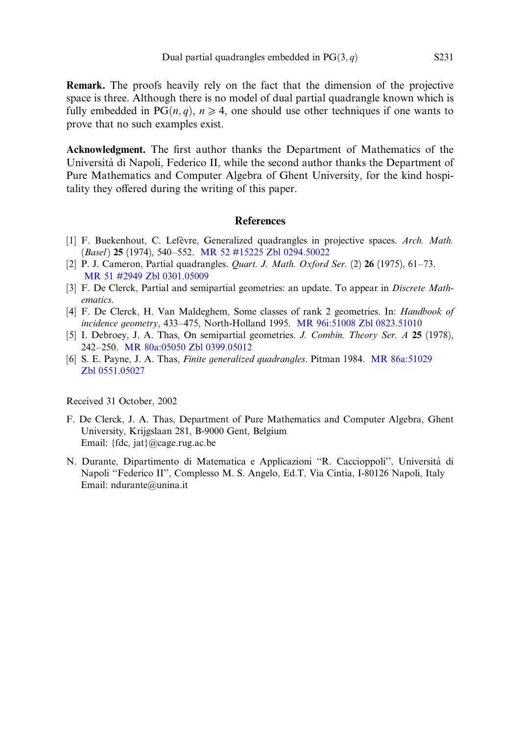**Remark.** The proofs heavily rely on the fact that the dimension of the projective space is three. Although there is no model of dual partial quadrangle known which is fully embedded in $\mathrm{PG}(n, q)$, $n \geqslant 4$, one should use other techniques if one wants to prove that no such examples exist.

**Acknowledgment.** The first author thanks the Department of Mathematics of the Università di Napoli, Federico II, while the second author thanks the Department of Pure Mathematics and Computer Algebra of Ghent University, for the kind hospitality they offered during the writing of this paper.

## References

[1] F. Buekenhout, C. Lefèvre, Generalized quadrangles in projective spaces. *Arch. Math.* (*Basel*) **25** (1974), 540–552. MR 52 #15225 Zbl 0294.50022

[2] P. J. Cameron, Partial quadrangles. *Quart. J. Math. Oxford Ser.* (2) **26** (1975), 61–73. MR 51 #2949 Zbl 0301.05009

[3] F. De Clerck, Partial and semipartial geometries: an update. To appear in *Discrete Mathematics*.

[4] F. De Clerck, H. Van Maldeghem, Some classes of rank 2 geometries. In: *Handbook of incidence geometry*, 433–475, North-Holland 1995. MR 96i:51008 Zbl 0823.51010

[5] I. Debroey, J. A. Thas, On semipartial geometries. *J. Combin. Theory Ser. A* **25** (1978), 242–250. MR 80a:05050 Zbl 0399.05012

[6] S. E. Payne, J. A. Thas, *Finite generalized quadrangles*. Pitman 1984. MR 86a:51029 Zbl 0551.05027

Received 31 October, 2002

F. De Clerck, J. A. Thas, Department of Pure Mathematics and Computer Algebra, Ghent University, Krijgslaan 281, B-9000 Gent, Belgium
Email: {fdc, jat}@cage.rug.ac.be

N. Durante, Dipartimento di Matematica e Applicazioni "R. Caccioppoli", Università di Napoli "Federico II", Complesso M. S. Angelo, Ed.T, Via Cintia, I-80126 Napoli, Italy
Email: ndurante@unina.it